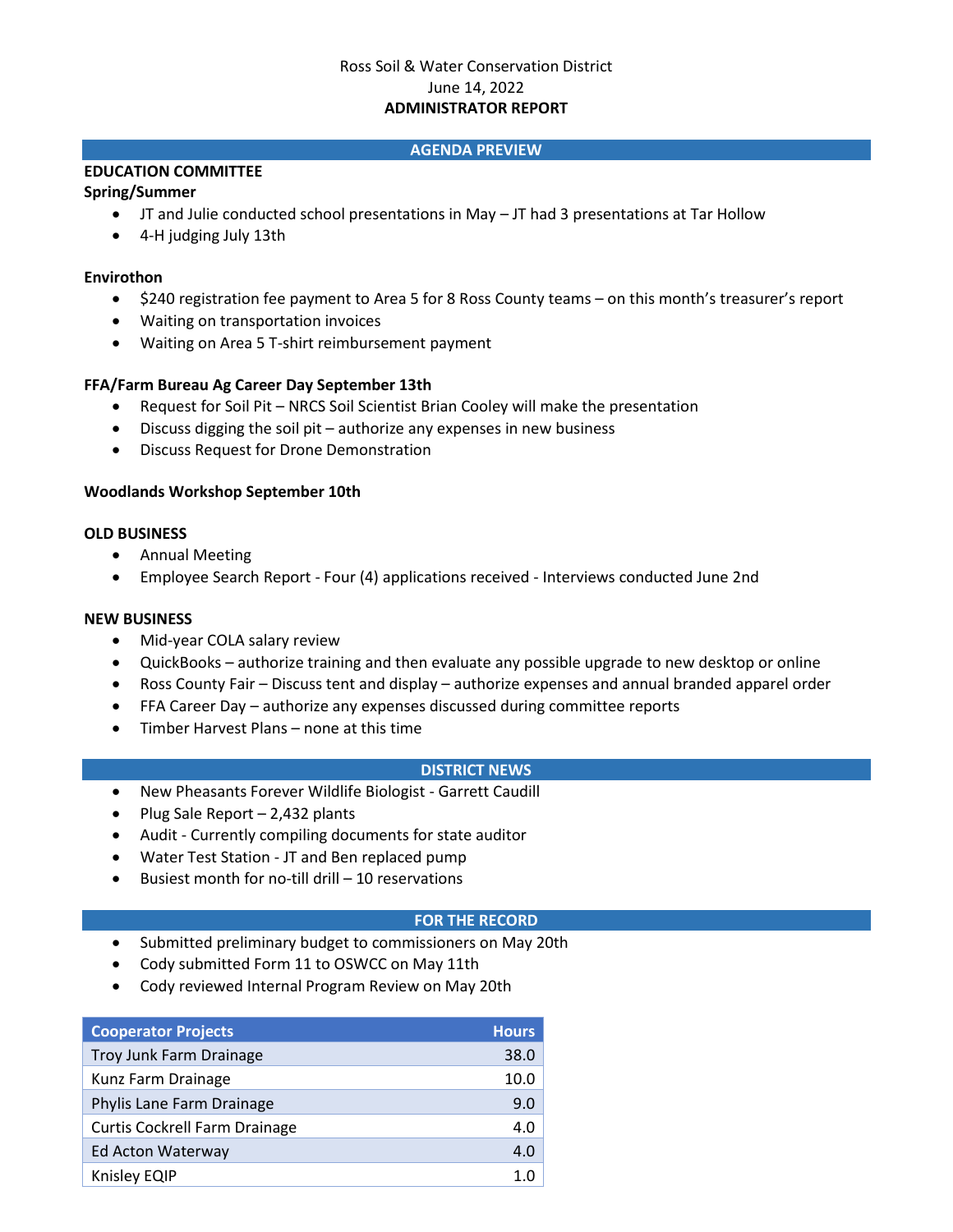Ross Soil & Water Conservation District
June 14, 2022
**ADMINISTRATOR REPORT**

## AGENDA PREVIEW

### EDUCATION COMMITTEE

**Spring/Summer**

- JT and Julie conducted school presentations in May – JT had 3 presentations at Tar Hollow
- 4-H judging July 13th

**Envirothon**

- $240 registration fee payment to Area 5 for 8 Ross County teams – on this month's treasurer's report
- Waiting on transportation invoices
- Waiting on Area 5 T-shirt reimbursement payment

**FFA/Farm Bureau Ag Career Day September 13th**

- Request for Soil Pit – NRCS Soil Scientist Brian Cooley will make the presentation
- Discuss digging the soil pit – authorize any expenses in new business
- Discuss Request for Drone Demonstration

**Woodlands Workshop September 10th**

### OLD BUSINESS

- Annual Meeting
- Employee Search Report - Four (4) applications received - Interviews conducted June 2nd

### NEW BUSINESS

- Mid-year COLA salary review
- QuickBooks – authorize training and then evaluate any possible upgrade to new desktop or online
- Ross County Fair – Discuss tent and display – authorize expenses and annual branded apparel order
- FFA Career Day – authorize any expenses discussed during committee reports
- Timber Harvest Plans – none at this time

## DISTRICT NEWS

- New Pheasants Forever Wildlife Biologist - Garrett Caudill
- Plug Sale Report – 2,432 plants
- Audit - Currently compiling documents for state auditor
- Water Test Station - JT and Ben replaced pump
- Busiest month for no-till drill – 10 reservations

## FOR THE RECORD

- Submitted preliminary budget to commissioners on May 20th
- Cody submitted Form 11 to OSWCC on May 11th
- Cody reviewed Internal Program Review on May 20th

| Cooperator Projects | Hours |
|---|---|
| Troy Junk Farm Drainage | 38.0 |
| Kunz Farm Drainage | 10.0 |
| Phylis Lane Farm Drainage | 9.0 |
| Curtis Cockrell Farm Drainage | 4.0 |
| Ed Acton Waterway | 4.0 |
| Knisley EQIP | 1.0 |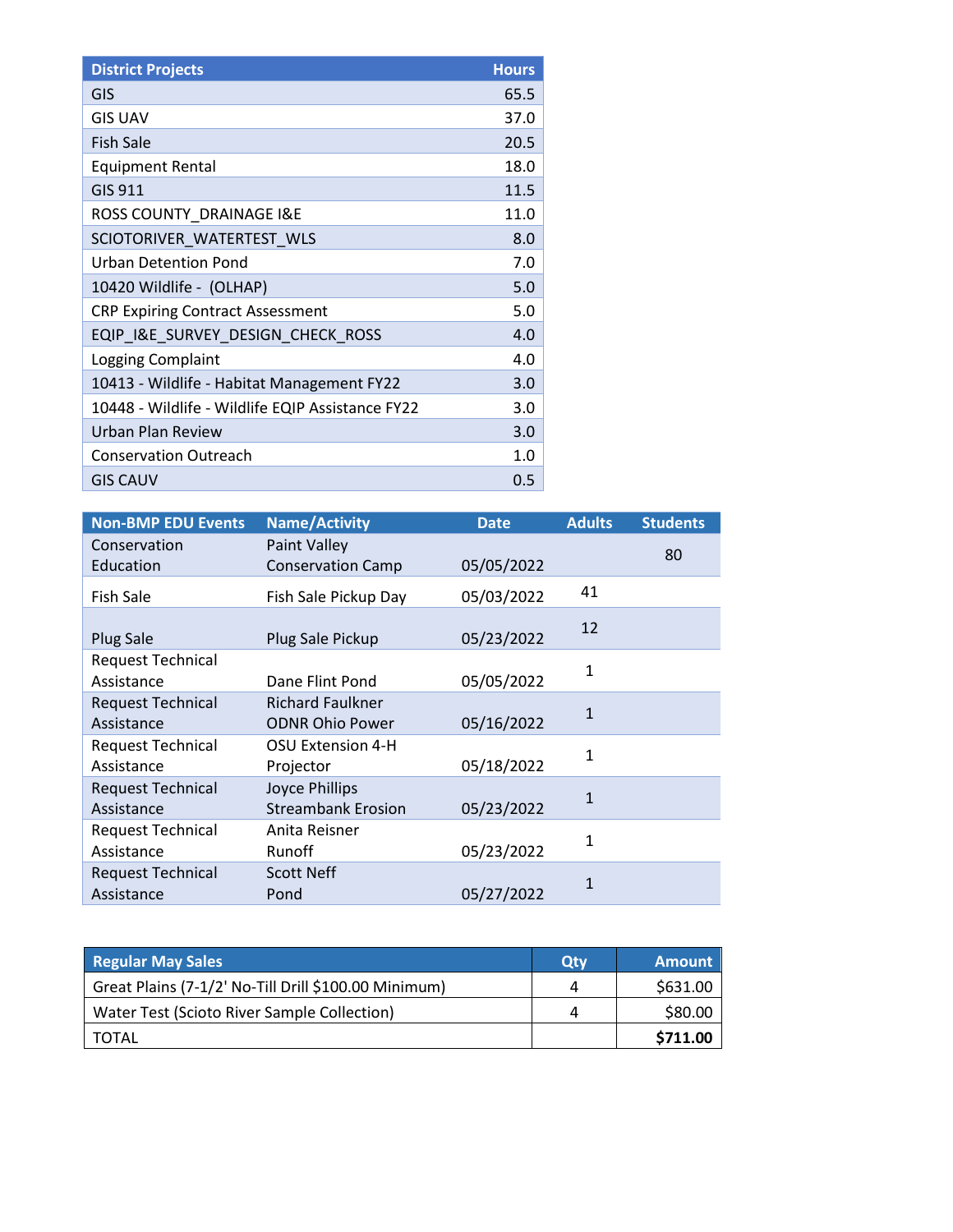| District Projects | Hours |
| --- | --- |
| GIS | 65.5 |
| GIS UAV | 37.0 |
| Fish Sale | 20.5 |
| Equipment Rental | 18.0 |
| GIS 911 | 11.5 |
| ROSS COUNTY_DRAINAGE I&E | 11.0 |
| SCIOTORIVER_WATERTEST_WLS | 8.0 |
| Urban Detention Pond | 7.0 |
| 10420 Wildlife - (OLHAP) | 5.0 |
| CRP Expiring Contract Assessment | 5.0 |
| EQIP_I&E_SURVEY_DESIGN_CHECK_ROSS | 4.0 |
| Logging Complaint | 4.0 |
| 10413 - Wildlife - Habitat Management FY22 | 3.0 |
| 10448 - Wildlife - Wildlife EQIP Assistance FY22 | 3.0 |
| Urban Plan Review | 3.0 |
| Conservation Outreach | 1.0 |
| GIS CAUV | 0.5 |

| Non-BMP EDU Events | Name/Activity | Date | Adults | Students |
| --- | --- | --- | --- | --- |
| Conservation Education | Paint Valley Conservation Camp | 05/05/2022 | | 80 |
| Fish Sale | Fish Sale Pickup Day | 05/03/2022 | 41 | |
| Plug Sale | Plug Sale Pickup | 05/23/2022 | 12 | |
| Request Technical Assistance | Dane Flint Pond | 05/05/2022 | 1 | |
| Request Technical Assistance | Richard Faulkner ODNR Ohio Power | 05/16/2022 | 1 | |
| Request Technical Assistance | OSU Extension 4-H Projector | 05/18/2022 | 1 | |
| Request Technical Assistance | Joyce Phillips Streambank Erosion | 05/23/2022 | 1 | |
| Request Technical Assistance | Anita Reisner Runoff | 05/23/2022 | 1 | |
| Request Technical Assistance | Scott Neff Pond | 05/27/2022 | 1 | |

| Regular May Sales | Qty | Amount |
| --- | --- | --- |
| Great Plains (7-1/2' No-Till Drill $100.00 Minimum) | 4 | $631.00 |
| Water Test (Scioto River Sample Collection) | 4 | $80.00 |
| TOTAL | | **$711.00** |